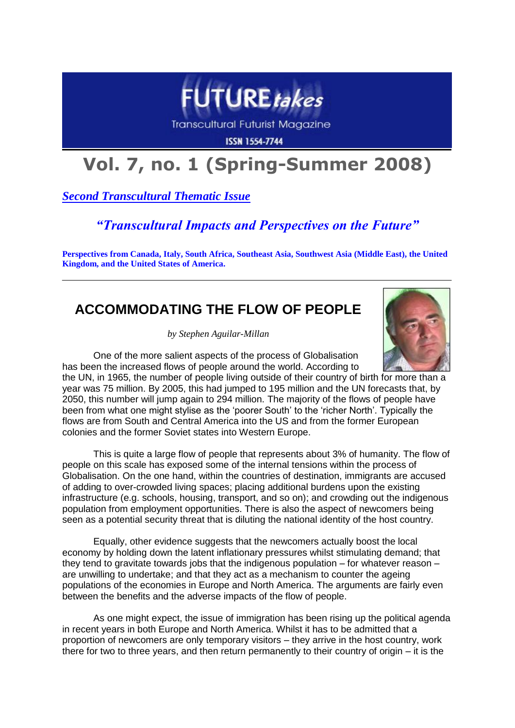# FUTURE*takes*

Transcultural Futurist Magazine

ISSN 1554-7744

# Vol. 7, no. 1 (Spring-Summer 2008)

***Second Transcultural Thematic Issue***

### *"Transcultural Impacts and Perspectives on the Future"*

**Perspectives from Canada, Italy, South Africa, Southeast Asia, Southwest Asia (Middle East), the United Kingdom, and the United States of America.**

---

## ACCOMMODATING THE FLOW OF PEOPLE

*by Stephen Aguilar-Millan*

One of the more salient aspects of the process of Globalisation has been the increased flows of people around the world. According to the UN, in 1965, the number of people living outside of their country of birth for more than a year was 75 million. By 2005, this had jumped to 195 million and the UN forecasts that, by 2050, this number will jump again to 294 million. The majority of the flows of people have been from what one might stylise as the 'poorer South' to the 'richer North'. Typically the flows are from South and Central America into the US and from the former European colonies and the former Soviet states into Western Europe.

This is quite a large flow of people that represents about 3% of humanity. The flow of people on this scale has exposed some of the internal tensions within the process of Globalisation. On the one hand, within the countries of destination, immigrants are accused of adding to over-crowded living spaces; placing additional burdens upon the existing infrastructure (e.g. schools, housing, transport, and so on); and crowding out the indigenous population from employment opportunities. There is also the aspect of newcomers being seen as a potential security threat that is diluting the national identity of the host country.

Equally, other evidence suggests that the newcomers actually boost the local economy by holding down the latent inflationary pressures whilst stimulating demand; that they tend to gravitate towards jobs that the indigenous population – for whatever reason – are unwilling to undertake; and that they act as a mechanism to counter the ageing populations of the economies in Europe and North America. The arguments are fairly even between the benefits and the adverse impacts of the flow of people.

As one might expect, the issue of immigration has been rising up the political agenda in recent years in both Europe and North America. Whilst it has to be admitted that a proportion of newcomers are only temporary visitors – they arrive in the host country, work there for two to three years, and then return permanently to their country of origin – it is the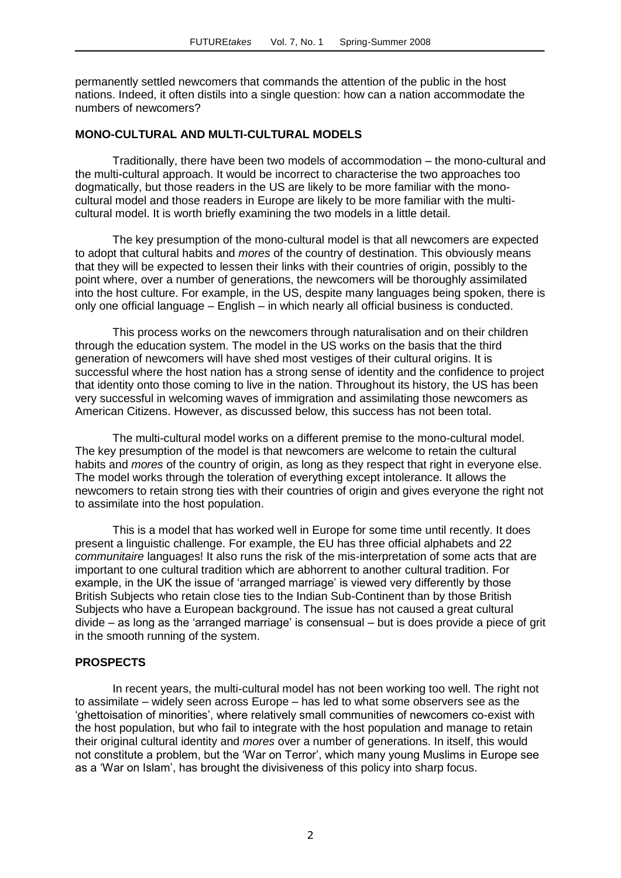permanently settled newcomers that commands the attention of the public in the host nations. Indeed, it often distils into a single question: how can a nation accommodate the numbers of newcomers?

## MONO-CULTURAL AND MULTI-CULTURAL MODELS

Traditionally, there have been two models of accommodation – the mono-cultural and the multi-cultural approach. It would be incorrect to characterise the two approaches too dogmatically, but those readers in the US are likely to be more familiar with the mono-cultural model and those readers in Europe are likely to be more familiar with the multi-cultural model. It is worth briefly examining the two models in a little detail.

The key presumption of the mono-cultural model is that all newcomers are expected to adopt that cultural habits and *mores* of the country of destination. This obviously means that they will be expected to lessen their links with their countries of origin, possibly to the point where, over a number of generations, the newcomers will be thoroughly assimilated into the host culture. For example, in the US, despite many languages being spoken, there is only one official language – English – in which nearly all official business is conducted.

This process works on the newcomers through naturalisation and on their children through the education system. The model in the US works on the basis that the third generation of newcomers will have shed most vestiges of their cultural origins. It is successful where the host nation has a strong sense of identity and the confidence to project that identity onto those coming to live in the nation. Throughout its history, the US has been very successful in welcoming waves of immigration and assimilating those newcomers as American Citizens. However, as discussed below, this success has not been total.

The multi-cultural model works on a different premise to the mono-cultural model. The key presumption of the model is that newcomers are welcome to retain the cultural habits and *mores* of the country of origin, as long as they respect that right in everyone else. The model works through the toleration of everything except intolerance. It allows the newcomers to retain strong ties with their countries of origin and gives everyone the right not to assimilate into the host population.

This is a model that has worked well in Europe for some time until recently. It does present a linguistic challenge. For example, the EU has three official alphabets and 22 *communitaire* languages! It also runs the risk of the mis-interpretation of some acts that are important to one cultural tradition which are abhorrent to another cultural tradition. For example, in the UK the issue of 'arranged marriage' is viewed very differently by those British Subjects who retain close ties to the Indian Sub-Continent than by those British Subjects who have a European background. The issue has not caused a great cultural divide – as long as the 'arranged marriage' is consensual – but is does provide a piece of grit in the smooth running of the system.

## PROSPECTS

In recent years, the multi-cultural model has not been working too well. The right not to assimilate – widely seen across Europe – has led to what some observers see as the 'ghettoisation of minorities', where relatively small communities of newcomers co-exist with the host population, but who fail to integrate with the host population and manage to retain their original cultural identity and *mores* over a number of generations. In itself, this would not constitute a problem, but the 'War on Terror', which many young Muslims in Europe see as a 'War on Islam', has brought the divisiveness of this policy into sharp focus.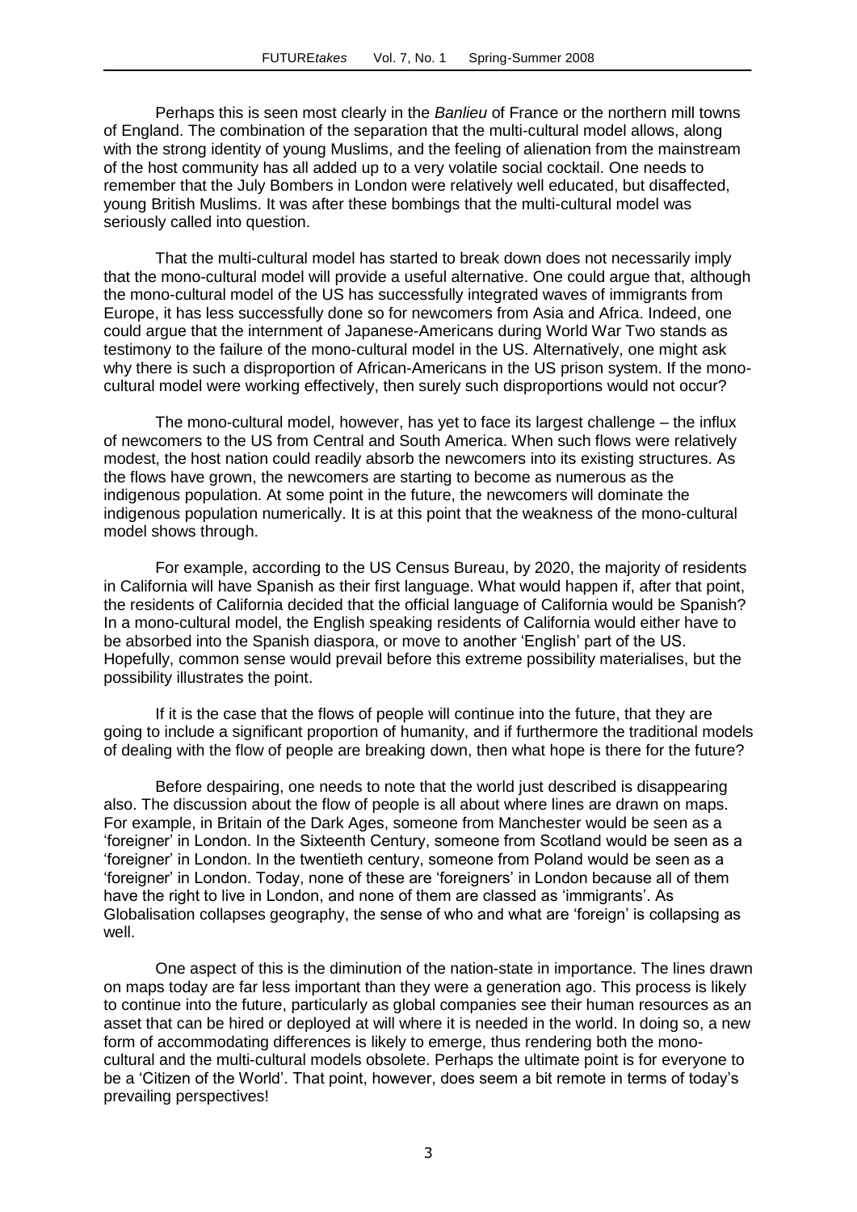Perhaps this is seen most clearly in the *Banlieu* of France or the northern mill towns of England. The combination of the separation that the multi-cultural model allows, along with the strong identity of young Muslims, and the feeling of alienation from the mainstream of the host community has all added up to a very volatile social cocktail. One needs to remember that the July Bombers in London were relatively well educated, but disaffected, young British Muslims. It was after these bombings that the multi-cultural model was seriously called into question.

That the multi-cultural model has started to break down does not necessarily imply that the mono-cultural model will provide a useful alternative. One could argue that, although the mono-cultural model of the US has successfully integrated waves of immigrants from Europe, it has less successfully done so for newcomers from Asia and Africa. Indeed, one could argue that the internment of Japanese-Americans during World War Two stands as testimony to the failure of the mono-cultural model in the US. Alternatively, one might ask why there is such a disproportion of African-Americans in the US prison system. If the mono-cultural model were working effectively, then surely such disproportions would not occur?

The mono-cultural model, however, has yet to face its largest challenge – the influx of newcomers to the US from Central and South America. When such flows were relatively modest, the host nation could readily absorb the newcomers into its existing structures. As the flows have grown, the newcomers are starting to become as numerous as the indigenous population. At some point in the future, the newcomers will dominate the indigenous population numerically. It is at this point that the weakness of the mono-cultural model shows through.

For example, according to the US Census Bureau, by 2020, the majority of residents in California will have Spanish as their first language. What would happen if, after that point, the residents of California decided that the official language of California would be Spanish? In a mono-cultural model, the English speaking residents of California would either have to be absorbed into the Spanish diaspora, or move to another 'English' part of the US. Hopefully, common sense would prevail before this extreme possibility materialises, but the possibility illustrates the point.

If it is the case that the flows of people will continue into the future, that they are going to include a significant proportion of humanity, and if furthermore the traditional models of dealing with the flow of people are breaking down, then what hope is there for the future?

Before despairing, one needs to note that the world just described is disappearing also. The discussion about the flow of people is all about where lines are drawn on maps. For example, in Britain of the Dark Ages, someone from Manchester would be seen as a 'foreigner' in London. In the Sixteenth Century, someone from Scotland would be seen as a 'foreigner' in London. In the twentieth century, someone from Poland would be seen as a 'foreigner' in London. Today, none of these are 'foreigners' in London because all of them have the right to live in London, and none of them are classed as 'immigrants'. As Globalisation collapses geography, the sense of who and what are 'foreign' is collapsing as well.

One aspect of this is the diminution of the nation-state in importance. The lines drawn on maps today are far less important than they were a generation ago. This process is likely to continue into the future, particularly as global companies see their human resources as an asset that can be hired or deployed at will where it is needed in the world. In doing so, a new form of accommodating differences is likely to emerge, thus rendering both the mono-cultural and the multi-cultural models obsolete. Perhaps the ultimate point is for everyone to be a 'Citizen of the World'. That point, however, does seem a bit remote in terms of today's prevailing perspectives!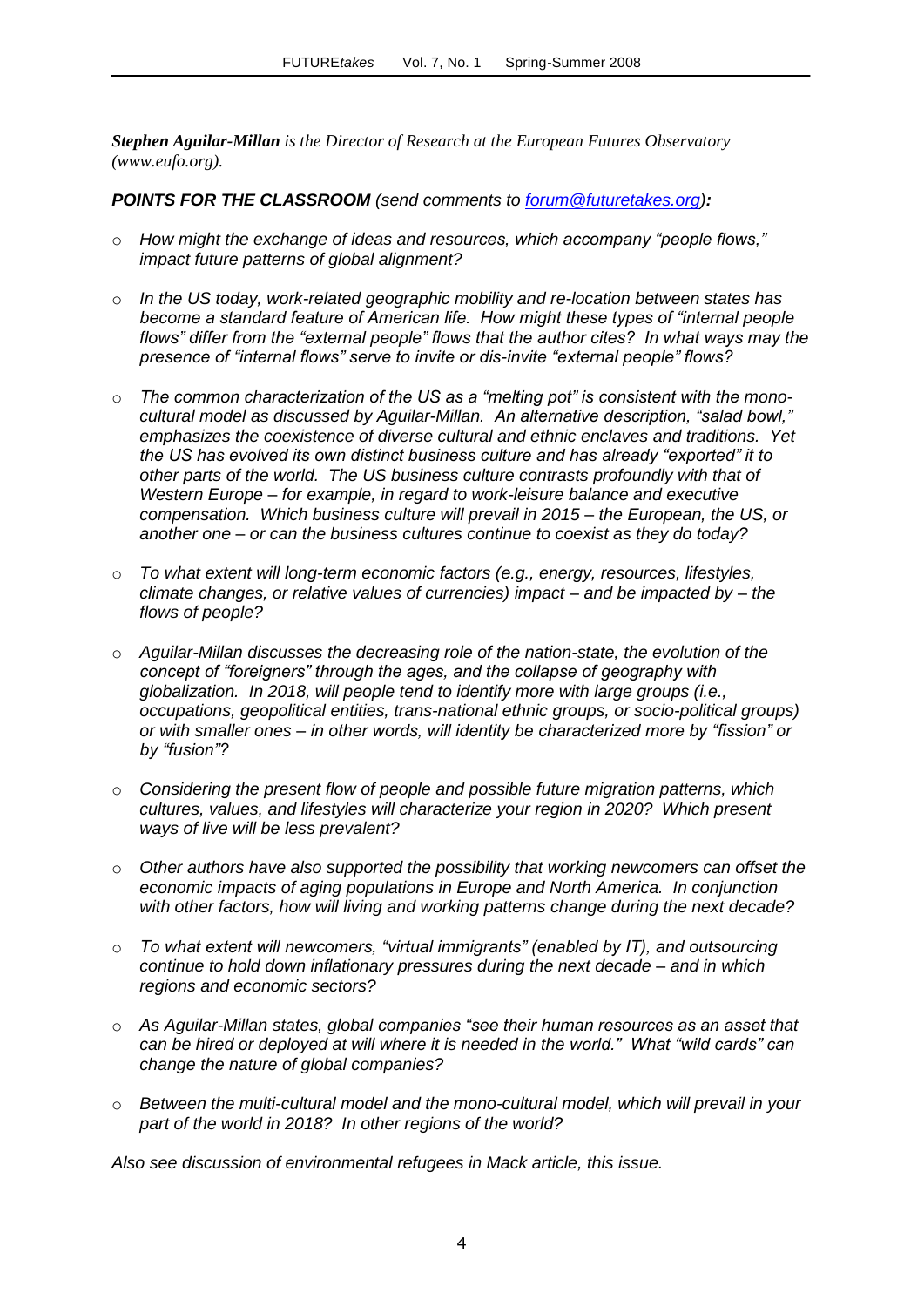***Stephen Aguilar-Millan*** *is the Director of Research at the European Futures Observatory (www.eufo.org).*

***POINTS FOR THE CLASSROOM** (send comments to [forum@futuretakes.org](mailto:forum@futuretakes.org)):*

- *How might the exchange of ideas and resources, which accompany "people flows," impact future patterns of global alignment?*
- *In the US today, work-related geographic mobility and re-location between states has become a standard feature of American life. How might these types of "internal people flows" differ from the "external people" flows that the author cites? In what ways may the presence of "internal flows" serve to invite or dis-invite "external people" flows?*
- *The common characterization of the US as a "melting pot" is consistent with the mono-cultural model as discussed by Aguilar-Millan. An alternative description, "salad bowl," emphasizes the coexistence of diverse cultural and ethnic enclaves and traditions. Yet the US has evolved its own distinct business culture and has already "exported" it to other parts of the world. The US business culture contrasts profoundly with that of Western Europe – for example, in regard to work-leisure balance and executive compensation. Which business culture will prevail in 2015 – the European, the US, or another one – or can the business cultures continue to coexist as they do today?*
- *To what extent will long-term economic factors (e.g., energy, resources, lifestyles, climate changes, or relative values of currencies) impact – and be impacted by – the flows of people?*
- *Aguilar-Millan discusses the decreasing role of the nation-state, the evolution of the concept of "foreigners" through the ages, and the collapse of geography with globalization. In 2018, will people tend to identify more with large groups (i.e., occupations, geopolitical entities, trans-national ethnic groups, or socio-political groups) or with smaller ones – in other words, will identity be characterized more by "fission" or by "fusion"?*
- *Considering the present flow of people and possible future migration patterns, which cultures, values, and lifestyles will characterize your region in 2020? Which present ways of live will be less prevalent?*
- *Other authors have also supported the possibility that working newcomers can offset the economic impacts of aging populations in Europe and North America. In conjunction with other factors, how will living and working patterns change during the next decade?*
- *To what extent will newcomers, "virtual immigrants" (enabled by IT), and outsourcing continue to hold down inflationary pressures during the next decade – and in which regions and economic sectors?*
- *As Aguilar-Millan states, global companies "see their human resources as an asset that can be hired or deployed at will where it is needed in the world." What "wild cards" can change the nature of global companies?*
- *Between the multi-cultural model and the mono-cultural model, which will prevail in your part of the world in 2018? In other regions of the world?*

*Also see discussion of environmental refugees in Mack article, this issue.*